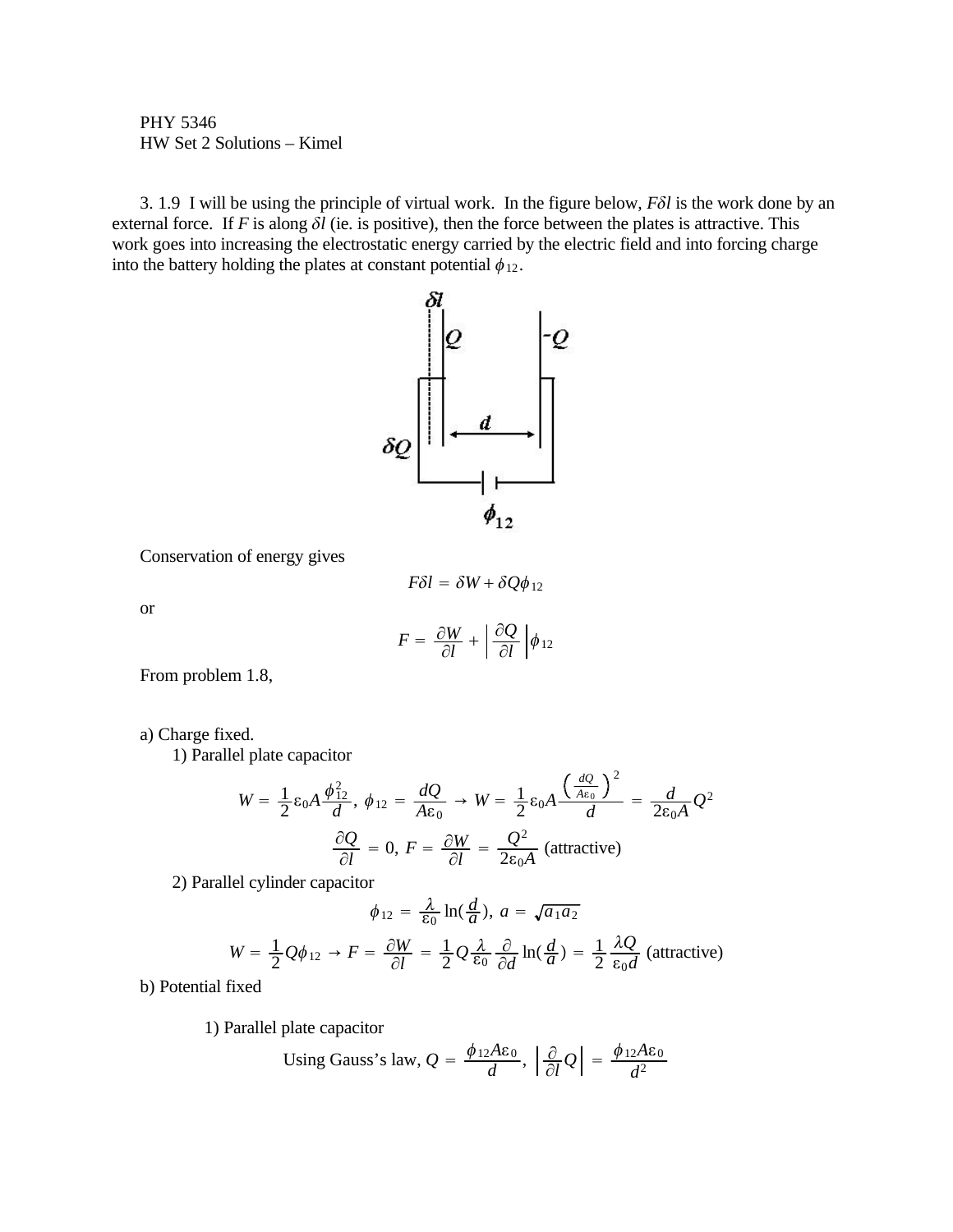PHY 5346
HW Set 2 Solutions – Kimel

3. 1.9 I will be using the principle of virtual work. In the figure below, $F\delta l$ is the work done by an external force. If $F$ is along $\delta l$ (ie. is positive), then the force between the plates is attractive. This work goes into increasing the electrostatic energy carried by the electric field and into forcing charge into the battery holding the plates at constant potential $\phi_{12}$.

Conservation of energy gives

$$F\delta l = \delta W + \delta Q \phi_{12}$$

or

$$F = \frac{\partial W}{\partial l} + \left| \frac{\partial Q}{\partial l} \right| \phi_{12}$$

From problem 1.8,

a) Charge fixed.

1) Parallel plate capacitor

$$W = \frac{1}{2}\varepsilon_0 A \frac{\phi_{12}^2}{d},\ \phi_{12} = \frac{dQ}{A\varepsilon_0} \rightarrow W = \frac{1}{2}\varepsilon_0 A \frac{\left(\frac{dQ}{A\varepsilon_0}\right)^2}{d} = \frac{d}{2\varepsilon_0 A} Q^2$$

$$\frac{\partial Q}{\partial l} = 0,\ F = \frac{\partial W}{\partial l} = \frac{Q^2}{2\varepsilon_0 A} \text{ (attractive)}$$

2) Parallel cylinder capacitor

$$\phi_{12} = \frac{\lambda}{\varepsilon_0}\ln\left(\frac{d}{a}\right),\ a = \sqrt{a_1 a_2}$$

$$W = \frac{1}{2}Q\phi_{12} \rightarrow F = \frac{\partial W}{\partial l} = \frac{1}{2}Q\frac{\lambda}{\varepsilon_0}\frac{\partial}{\partial d}\ln\left(\frac{d}{a}\right) = \frac{1}{2}\frac{\lambda Q}{\varepsilon_0 d} \text{ (attractive)}$$

b) Potential fixed

1) Parallel plate capacitor

$$\text{Using Gauss's law, } Q = \frac{\phi_{12} A\varepsilon_0}{d},\ \left| \frac{\partial}{\partial l} Q \right| = \frac{\phi_{12} A\varepsilon_0}{d^2}$$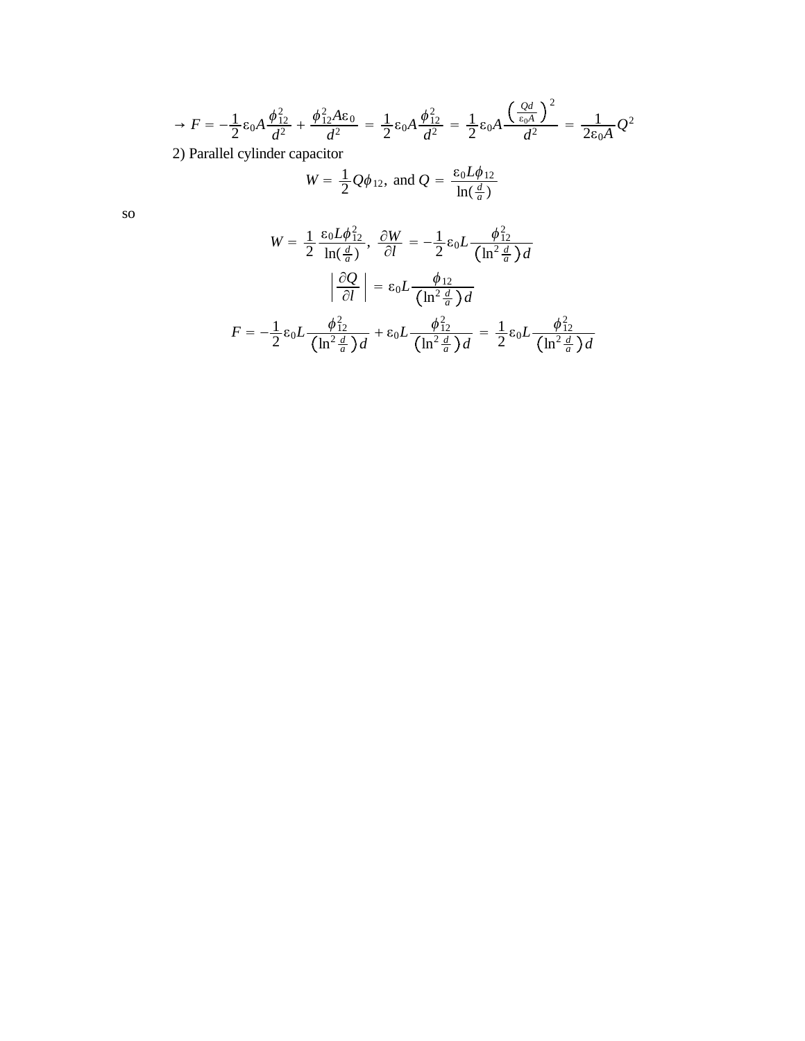$$\rightarrow F = -\frac{1}{2}\varepsilon_0 A\frac{\phi_{12}^2}{d^2} + \frac{\phi_{12}^2 A\varepsilon_0}{d^2} = \frac{1}{2}\varepsilon_0 A\frac{\phi_{12}^2}{d^2} = \frac{1}{2}\varepsilon_0 A\frac{\left(\frac{Qd}{\varepsilon_0 A}\right)^2}{d^2} = \frac{1}{2\varepsilon_0 A}Q^2$$

2) Parallel cylinder capacitor

$$W = \frac{1}{2}Q\phi_{12}, \text{ and } Q = \frac{\varepsilon_0 L\phi_{12}}{\ln(\frac{d}{a})}$$

so

$$W = \frac{1}{2}\frac{\varepsilon_0 L\phi_{12}^2}{\ln(\frac{d}{a})}, \ \frac{\partial W}{\partial l} = -\frac{1}{2}\varepsilon_0 L\frac{\phi_{12}^2}{\left(\ln^2\frac{d}{a}\right)d}$$

$$\left|\frac{\partial Q}{\partial l}\right| = \varepsilon_0 L\frac{\phi_{12}}{\left(\ln^2\frac{d}{a}\right)d}$$

$$F = -\frac{1}{2}\varepsilon_0 L\frac{\phi_{12}^2}{\left(\ln^2\frac{d}{a}\right)d} + \varepsilon_0 L\frac{\phi_{12}^2}{\left(\ln^2\frac{d}{a}\right)d} = \frac{1}{2}\varepsilon_0 L\frac{\phi_{12}^2}{\left(\ln^2\frac{d}{a}\right)d}$$